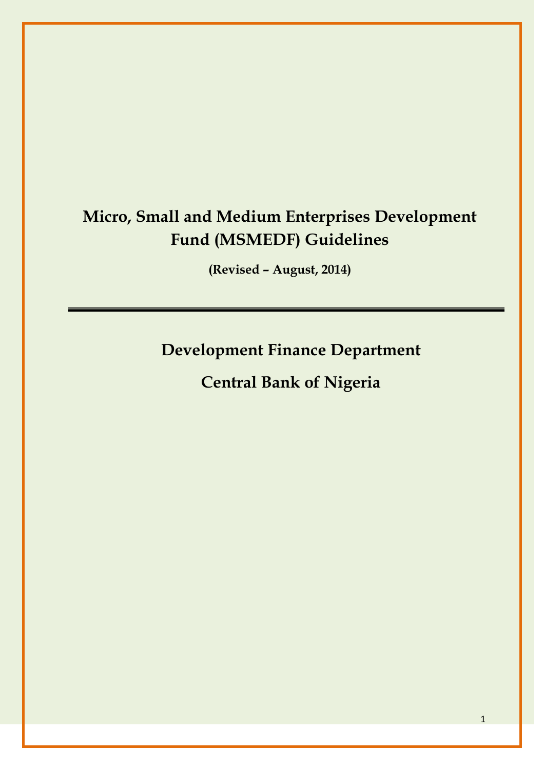# Micro, Small and Medium Enterprises Development Fund (MSMEDF) Guidelines

**(Revised – August, 2014)**

---

## Development Finance Department

## Central Bank of Nigeria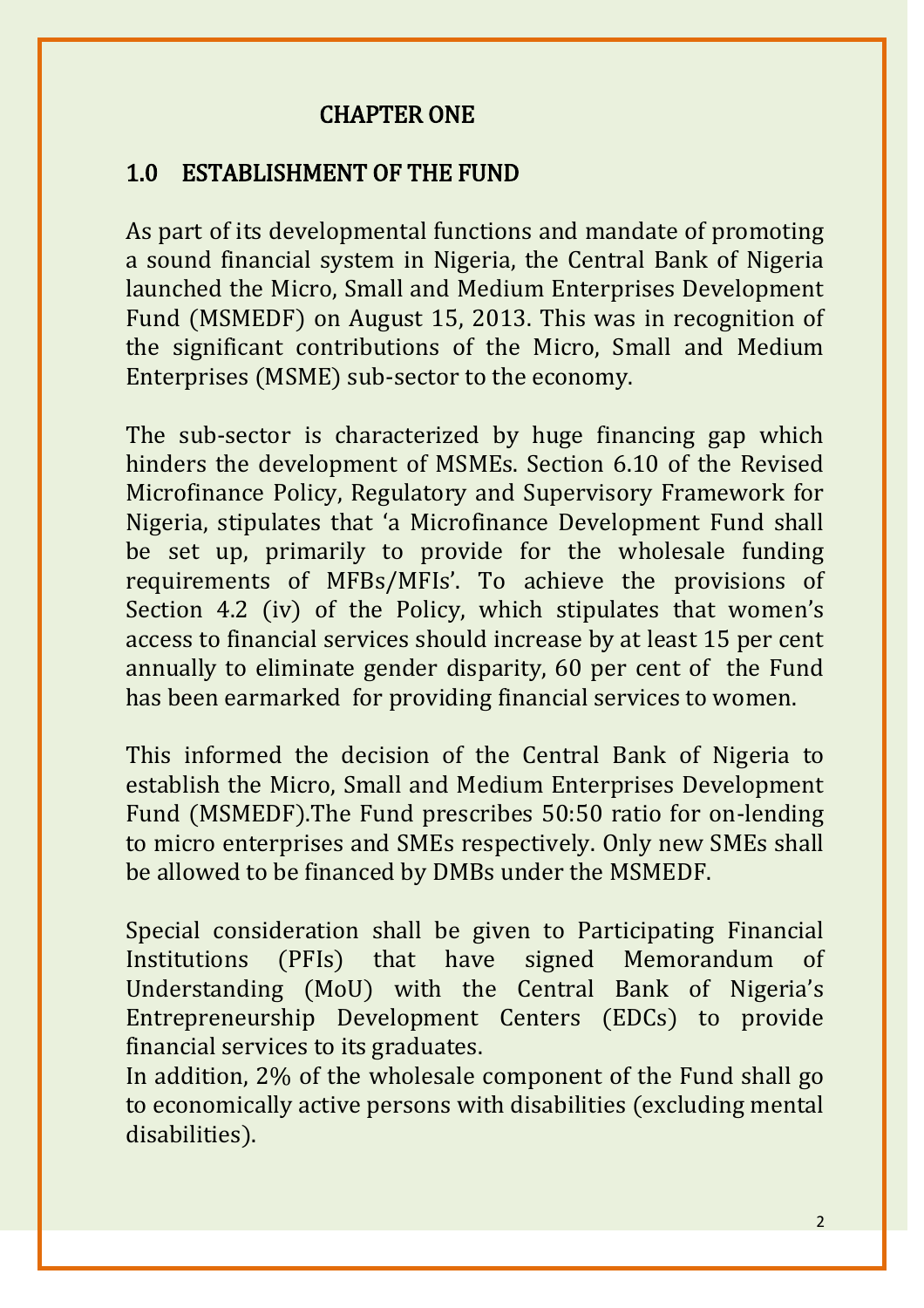# CHAPTER ONE

## 1.0 ESTABLISHMENT OF THE FUND

As part of its developmental functions and mandate of promoting a sound financial system in Nigeria, the Central Bank of Nigeria launched the Micro, Small and Medium Enterprises Development Fund (MSMEDF) on August 15, 2013. This was in recognition of the significant contributions of the Micro, Small and Medium Enterprises (MSME) sub-sector to the economy.

The sub-sector is characterized by huge financing gap which hinders the development of MSMEs. Section 6.10 of the Revised Microfinance Policy, Regulatory and Supervisory Framework for Nigeria, stipulates that 'a Microfinance Development Fund shall be set up, primarily to provide for the wholesale funding requirements of MFBs/MFIs'. To achieve the provisions of Section 4.2 (iv) of the Policy, which stipulates that women's access to financial services should increase by at least 15 per cent annually to eliminate gender disparity, 60 per cent of the Fund has been earmarked for providing financial services to women.

This informed the decision of the Central Bank of Nigeria to establish the Micro, Small and Medium Enterprises Development Fund (MSMEDF).The Fund prescribes 50:50 ratio for on-lending to micro enterprises and SMEs respectively. Only new SMEs shall be allowed to be financed by DMBs under the MSMEDF.

Special consideration shall be given to Participating Financial Institutions (PFIs) that have signed Memorandum of Understanding (MoU) with the Central Bank of Nigeria's Entrepreneurship Development Centers (EDCs) to provide financial services to its graduates.

In addition, 2% of the wholesale component of the Fund shall go to economically active persons with disabilities (excluding mental disabilities).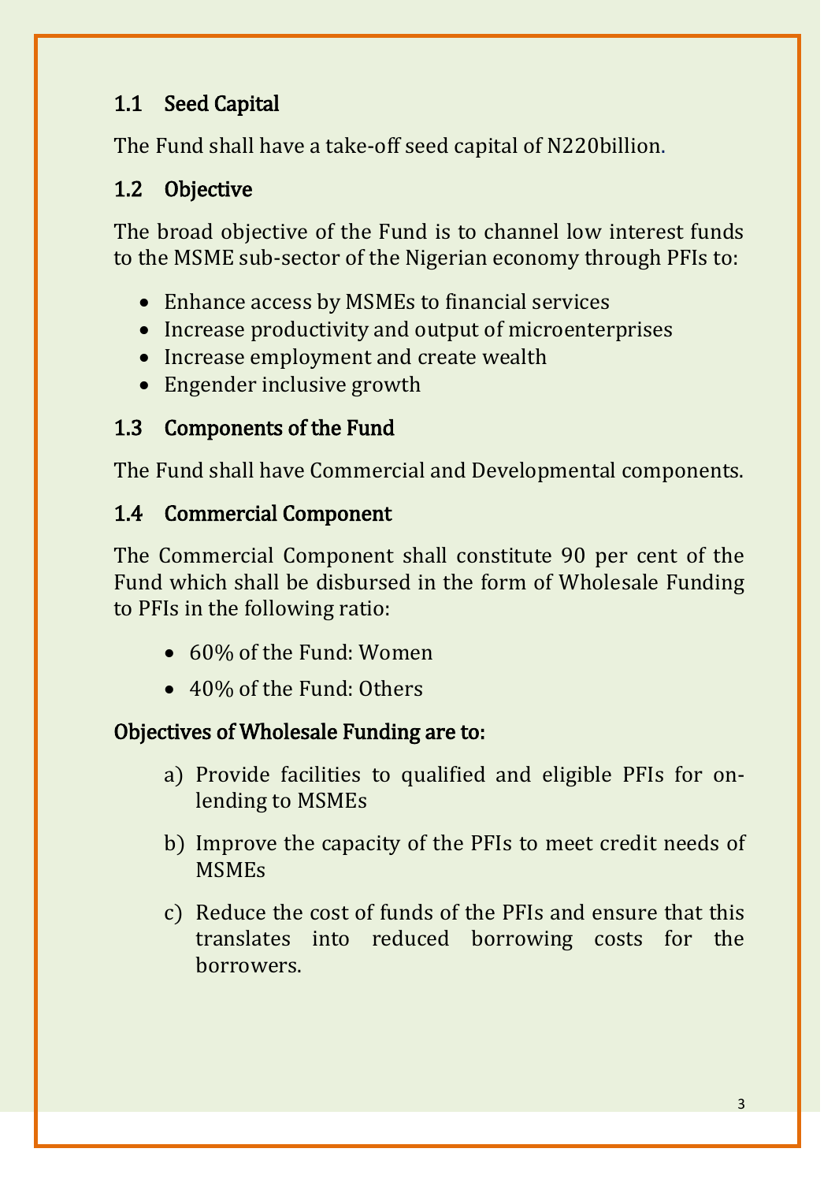### 1.1 Seed Capital

The Fund shall have a take-off seed capital of N220billion.

### 1.2 Objective

The broad objective of the Fund is to channel low interest funds to the MSME sub-sector of the Nigerian economy through PFIs to:

- Enhance access by MSMEs to financial services
- Increase productivity and output of microenterprises
- Increase employment and create wealth
- Engender inclusive growth

### 1.3 Components of the Fund

The Fund shall have Commercial and Developmental components.

### 1.4 Commercial Component

The Commercial Component shall constitute 90 per cent of the Fund which shall be disbursed in the form of Wholesale Funding to PFIs in the following ratio:

- 60% of the Fund: Women
- 40% of the Fund: Others

**Objectives of Wholesale Funding are to:**

a) Provide facilities to qualified and eligible PFIs for on-lending to MSMEs

b) Improve the capacity of the PFIs to meet credit needs of MSMEs

c) Reduce the cost of funds of the PFIs and ensure that this translates into reduced borrowing costs for the borrowers.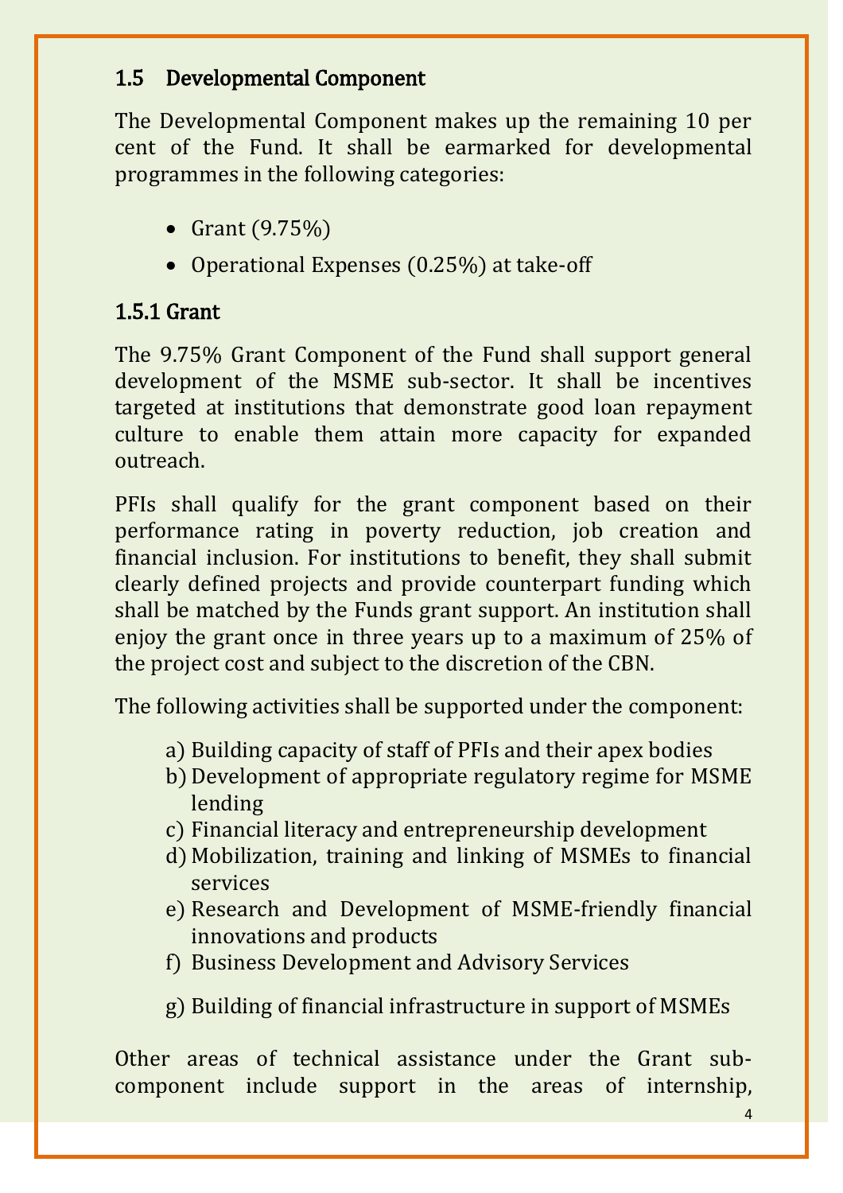### 1.5 Developmental Component

The Developmental Component makes up the remaining 10 per cent of the Fund. It shall be earmarked for developmental programmes in the following categories:

- Grant (9.75%)
- Operational Expenses (0.25%) at take-off

#### 1.5.1 Grant

The 9.75% Grant Component of the Fund shall support general development of the MSME sub-sector. It shall be incentives targeted at institutions that demonstrate good loan repayment culture to enable them attain more capacity for expanded outreach.

PFIs shall qualify for the grant component based on their performance rating in poverty reduction, job creation and financial inclusion. For institutions to benefit, they shall submit clearly defined projects and provide counterpart funding which shall be matched by the Funds grant support. An institution shall enjoy the grant once in three years up to a maximum of 25% of the project cost and subject to the discretion of the CBN.

The following activities shall be supported under the component:

a) Building capacity of staff of PFIs and their apex bodies
b) Development of appropriate regulatory regime for MSME lending
c) Financial literacy and entrepreneurship development
d) Mobilization, training and linking of MSMEs to financial services
e) Research and Development of MSME-friendly financial innovations and products
f) Business Development and Advisory Services
g) Building of financial infrastructure in support of MSMEs

Other areas of technical assistance under the Grant sub-component include support in the areas of internship,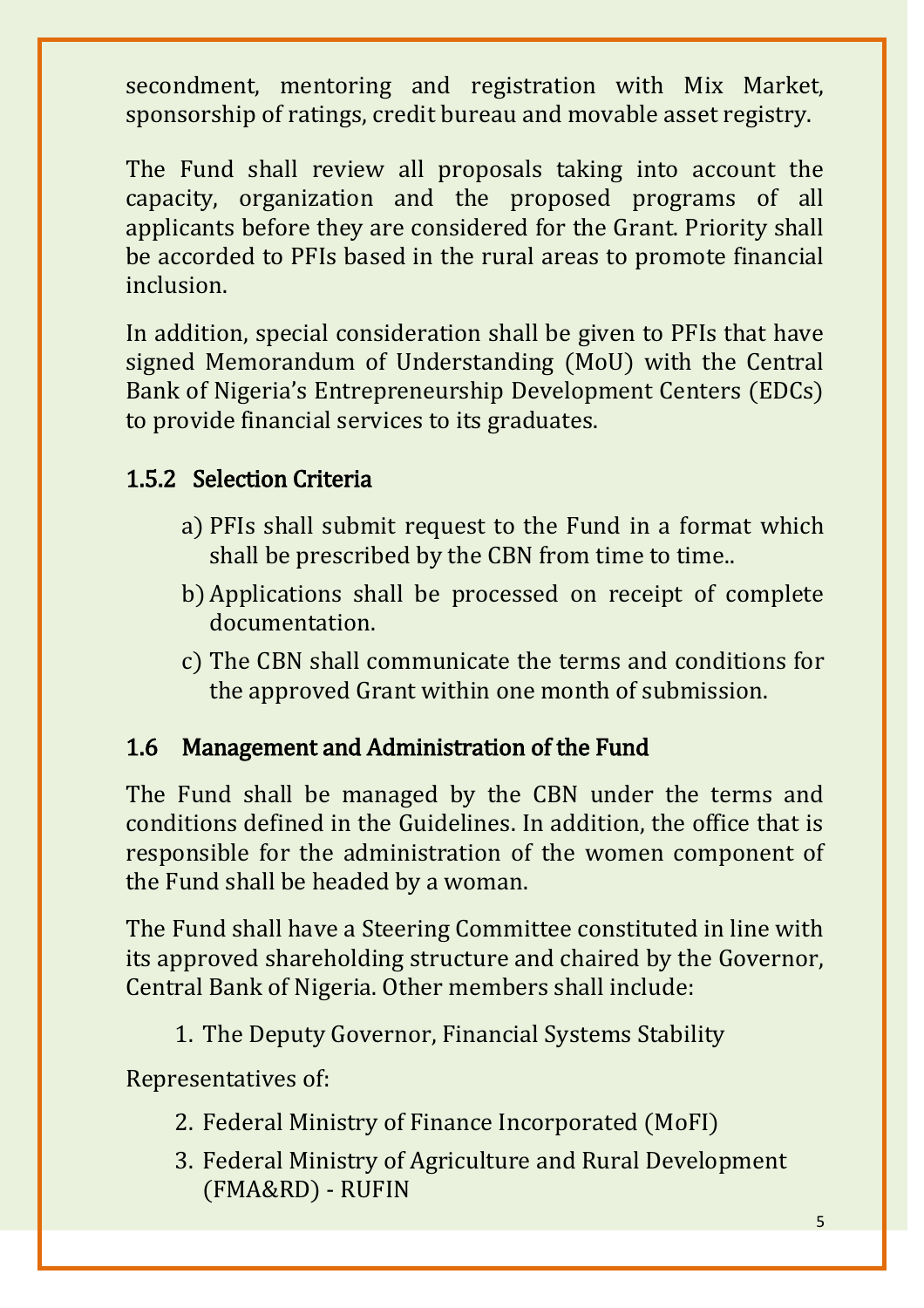secondment, mentoring and registration with Mix Market, sponsorship of ratings, credit bureau and movable asset registry.

The Fund shall review all proposals taking into account the capacity, organization and the proposed programs of all applicants before they are considered for the Grant. Priority shall be accorded to PFIs based in the rural areas to promote financial inclusion.

In addition, special consideration shall be given to PFIs that have signed Memorandum of Understanding (MoU) with the Central Bank of Nigeria's Entrepreneurship Development Centers (EDCs) to provide financial services to its graduates.

### 1.5.2 Selection Criteria

a) PFIs shall submit request to the Fund in a format which shall be prescribed by the CBN from time to time..

b) Applications shall be processed on receipt of complete documentation.

c) The CBN shall communicate the terms and conditions for the approved Grant within one month of submission.

## 1.6 Management and Administration of the Fund

The Fund shall be managed by the CBN under the terms and conditions defined in the Guidelines. In addition, the office that is responsible for the administration of the women component of the Fund shall be headed by a woman.

The Fund shall have a Steering Committee constituted in line with its approved shareholding structure and chaired by the Governor, Central Bank of Nigeria. Other members shall include:

1. The Deputy Governor, Financial Systems Stability

Representatives of:

2. Federal Ministry of Finance Incorporated (MoFI)
3. Federal Ministry of Agriculture and Rural Development (FMA&RD) - RUFIN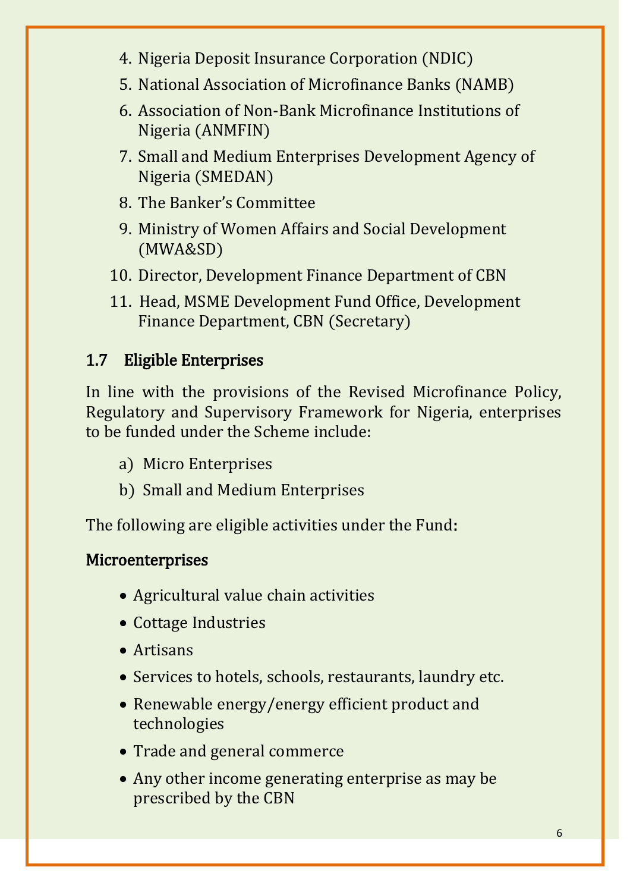4. Nigeria Deposit Insurance Corporation (NDIC)
5. National Association of Microfinance Banks (NAMB)
6. Association of Non-Bank Microfinance Institutions of Nigeria (ANMFIN)
7. Small and Medium Enterprises Development Agency of Nigeria (SMEDAN)
8. The Banker's Committee
9. Ministry of Women Affairs and Social Development (MWA&SD)
10. Director, Development Finance Department of CBN
11. Head, MSME Development Fund Office, Development Finance Department, CBN (Secretary)

## 1.7 Eligible Enterprises

In line with the provisions of the Revised Microfinance Policy, Regulatory and Supervisory Framework for Nigeria, enterprises to be funded under the Scheme include:

a) Micro Enterprises
b) Small and Medium Enterprises

The following are eligible activities under the Fund:

**Microenterprises**

- Agricultural value chain activities
- Cottage Industries
- Artisans
- Services to hotels, schools, restaurants, laundry etc.
- Renewable energy/energy efficient product and technologies
- Trade and general commerce
- Any other income generating enterprise as may be prescribed by the CBN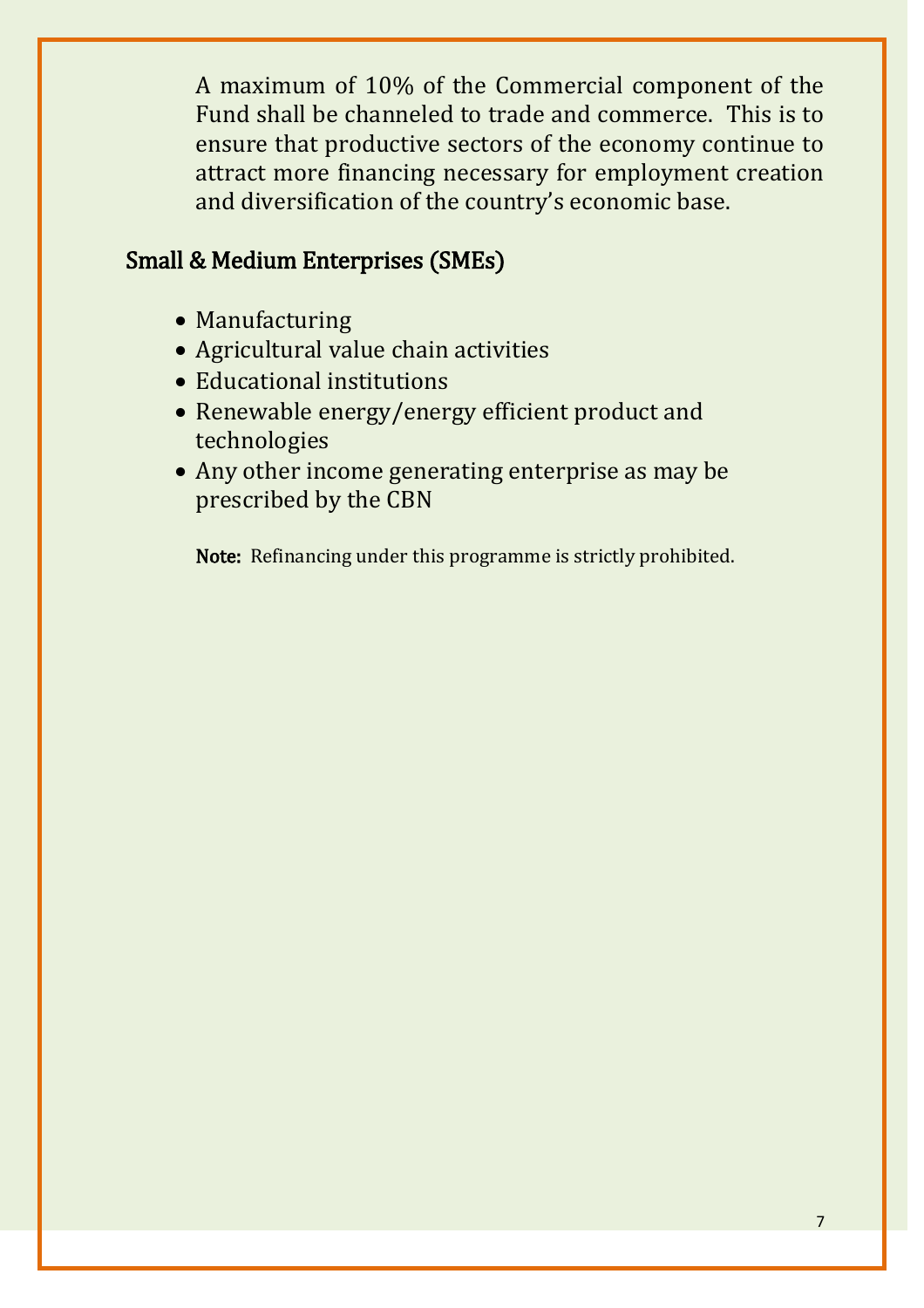A maximum of 10% of the Commercial component of the Fund shall be channeled to trade and commerce. This is to ensure that productive sectors of the economy continue to attract more financing necessary for employment creation and diversification of the country's economic base.

## Small & Medium Enterprises (SMEs)

- Manufacturing
- Agricultural value chain activities
- Educational institutions
- Renewable energy/energy efficient product and technologies
- Any other income generating enterprise as may be prescribed by the CBN

**Note:** Refinancing under this programme is strictly prohibited.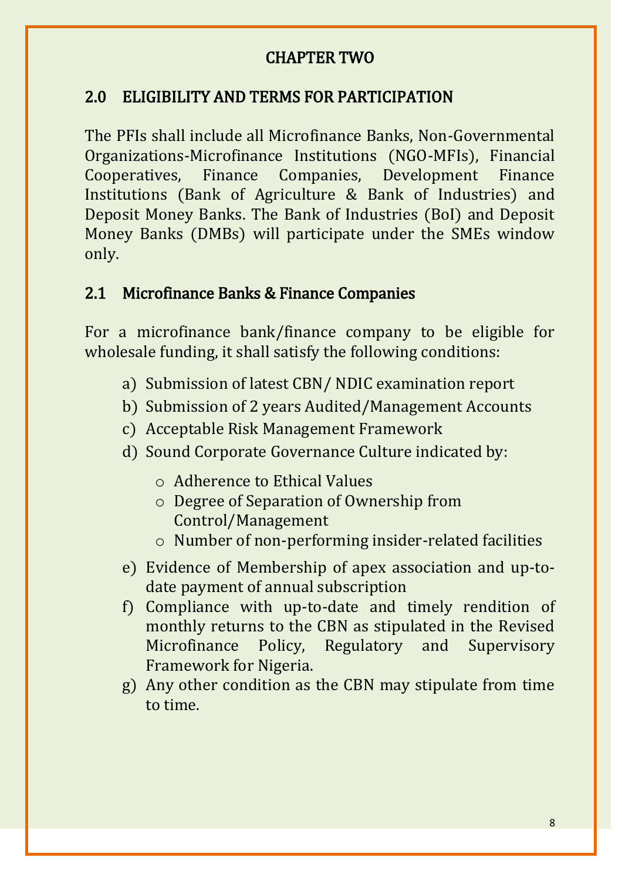# CHAPTER TWO

## 2.0 ELIGIBILITY AND TERMS FOR PARTICIPATION

The PFIs shall include all Microfinance Banks, Non-Governmental Organizations-Microfinance Institutions (NGO-MFIs), Financial Cooperatives, Finance Companies, Development Finance Institutions (Bank of Agriculture & Bank of Industries) and Deposit Money Banks. The Bank of Industries (BoI) and Deposit Money Banks (DMBs) will participate under the SMEs window only.

### 2.1 Microfinance Banks & Finance Companies

For a microfinance bank/finance company to be eligible for wholesale funding, it shall satisfy the following conditions:

a) Submission of latest CBN/ NDIC examination report
b) Submission of 2 years Audited/Management Accounts
c) Acceptable Risk Management Framework
d) Sound Corporate Governance Culture indicated by:
   - Adherence to Ethical Values
   - Degree of Separation of Ownership from Control/Management
   - Number of non-performing insider-related facilities
e) Evidence of Membership of apex association and up-to-date payment of annual subscription
f) Compliance with up-to-date and timely rendition of monthly returns to the CBN as stipulated in the Revised Microfinance Policy, Regulatory and Supervisory Framework for Nigeria.
g) Any other condition as the CBN may stipulate from time to time.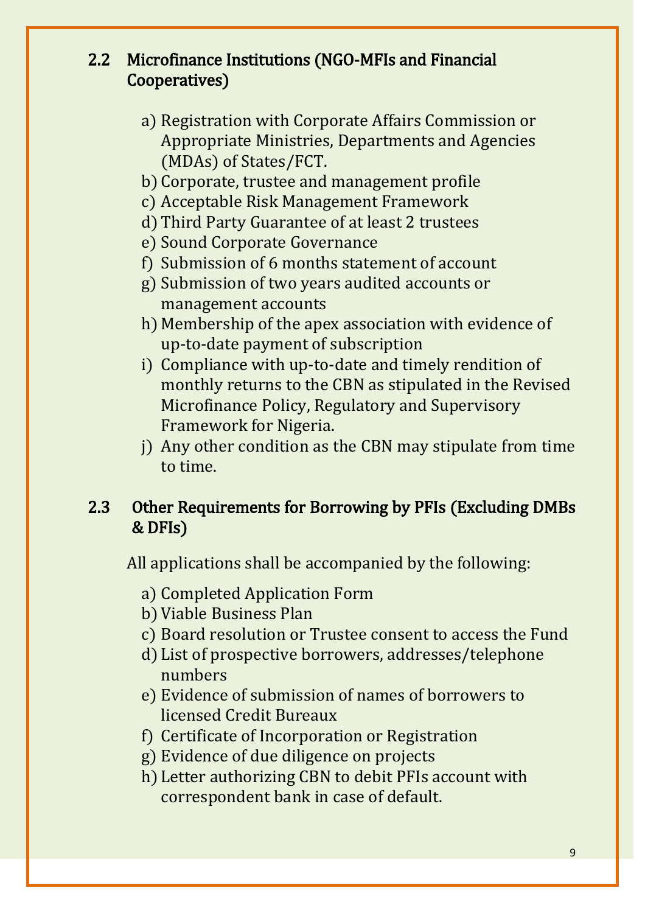## 2.2 Microfinance Institutions (NGO-MFIs and Financial Cooperatives)

a) Registration with Corporate Affairs Commission or Appropriate Ministries, Departments and Agencies (MDAs) of States/FCT.
b) Corporate, trustee and management profile
c) Acceptable Risk Management Framework
d) Third Party Guarantee of at least 2 trustees
e) Sound Corporate Governance
f) Submission of 6 months statement of account
g) Submission of two years audited accounts or management accounts
h) Membership of the apex association with evidence of up-to-date payment of subscription
i) Compliance with up-to-date and timely rendition of monthly returns to the CBN as stipulated in the Revised Microfinance Policy, Regulatory and Supervisory Framework for Nigeria.
j) Any other condition as the CBN may stipulate from time to time.

## 2.3 Other Requirements for Borrowing by PFIs (Excluding DMBs & DFIs)

All applications shall be accompanied by the following:

a) Completed Application Form
b) Viable Business Plan
c) Board resolution or Trustee consent to access the Fund
d) List of prospective borrowers, addresses/telephone numbers
e) Evidence of submission of names of borrowers to licensed Credit Bureaux
f) Certificate of Incorporation or Registration
g) Evidence of due diligence on projects
h) Letter authorizing CBN to debit PFIs account with correspondent bank in case of default.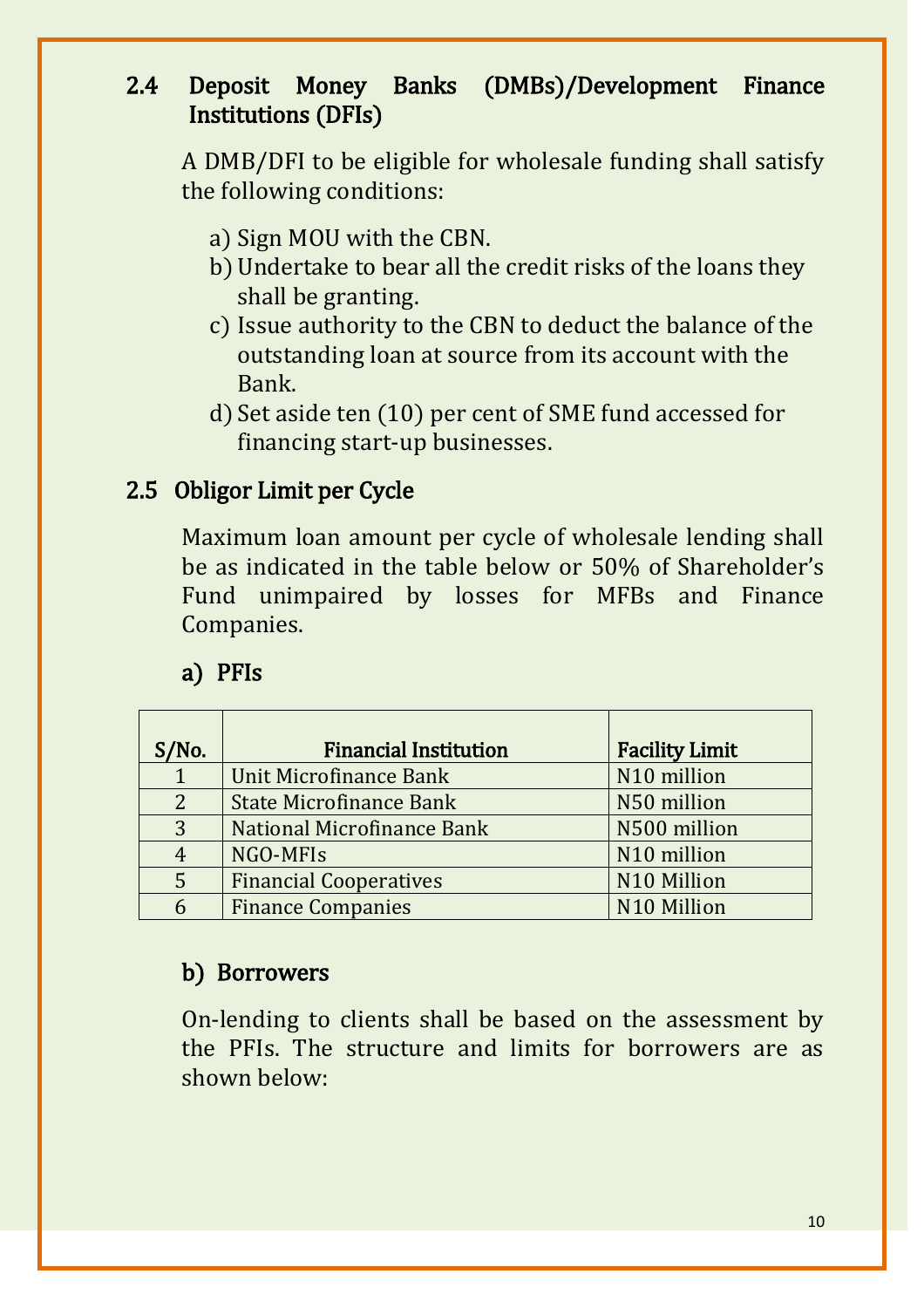### 2.4 Deposit Money Banks (DMBs)/Development Finance Institutions (DFIs)

A DMB/DFI to be eligible for wholesale funding shall satisfy the following conditions:

a) Sign MOU with the CBN.
b) Undertake to bear all the credit risks of the loans they shall be granting.
c) Issue authority to the CBN to deduct the balance of the outstanding loan at source from its account with the Bank.
d) Set aside ten (10) per cent of SME fund accessed for financing start-up businesses.

### 2.5 Obligor Limit per Cycle

Maximum loan amount per cycle of wholesale lending shall be as indicated in the table below or 50% of Shareholder's Fund unimpaired by losses for MFBs and Finance Companies.

#### a) PFIs

| S/No. | Financial Institution | Facility Limit |
|---|---|---|
| 1 | Unit Microfinance Bank | N10 million |
| 2 | State Microfinance Bank | N50 million |
| 3 | National Microfinance Bank | N500 million |
| 4 | NGO-MFIs | N10 million |
| 5 | Financial Cooperatives | N10 Million |
| 6 | Finance Companies | N10 Million |

#### b) Borrowers

On-lending to clients shall be based on the assessment by the PFIs. The structure and limits for borrowers are as shown below: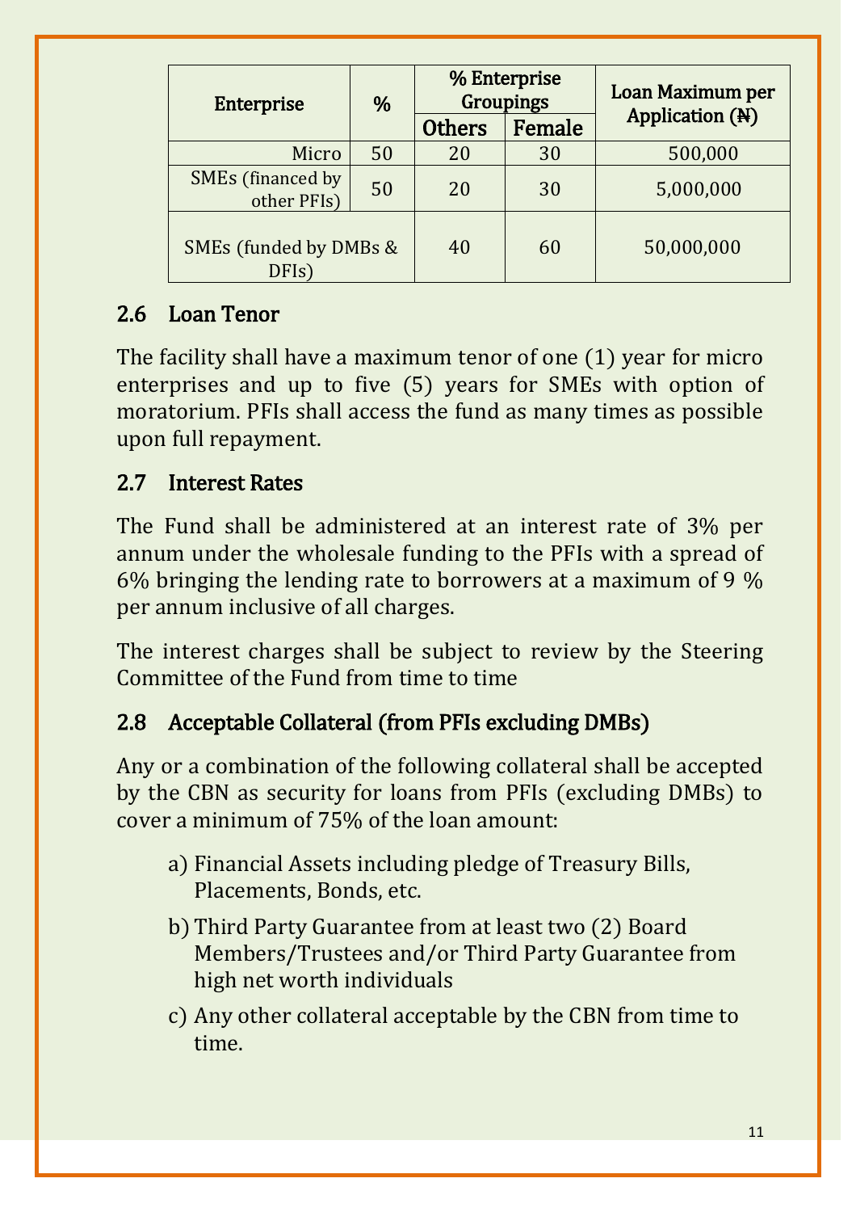| Enterprise | % | % Enterprise Groupings | | Loan Maximum per Application (₦) |
|---|---|---|---|---|
| | | Others | Female | |
| Micro | 50 | 20 | 30 | 500,000 |
| SMEs (financed by other PFIs) | 50 | 20 | 30 | 5,000,000 |
| SMEs (funded by DMBs & DFIs) | | 40 | 60 | 50,000,000 |

## 2.6 Loan Tenor

The facility shall have a maximum tenor of one (1) year for micro enterprises and up to five (5) years for SMEs with option of moratorium. PFIs shall access the fund as many times as possible upon full repayment.

## 2.7 Interest Rates

The Fund shall be administered at an interest rate of 3% per annum under the wholesale funding to the PFIs with a spread of 6% bringing the lending rate to borrowers at a maximum of 9 % per annum inclusive of all charges.

The interest charges shall be subject to review by the Steering Committee of the Fund from time to time

## 2.8 Acceptable Collateral (from PFIs excluding DMBs)

Any or a combination of the following collateral shall be accepted by the CBN as security for loans from PFIs (excluding DMBs) to cover a minimum of 75% of the loan amount:

a) Financial Assets including pledge of Treasury Bills, Placements, Bonds, etc.

b) Third Party Guarantee from at least two (2) Board Members/Trustees and/or Third Party Guarantee from high net worth individuals

c) Any other collateral acceptable by the CBN from time to time.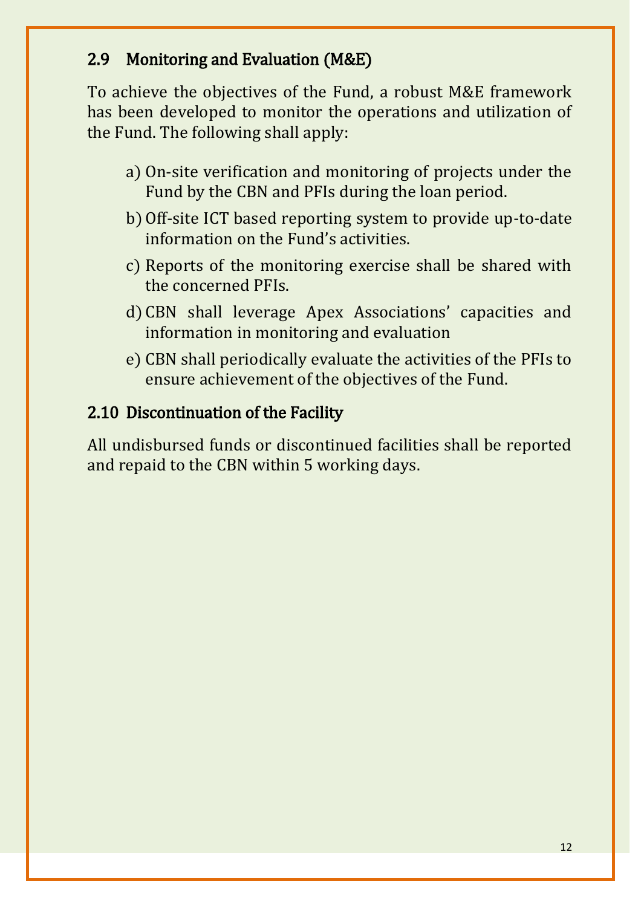### 2.9 Monitoring and Evaluation (M&E)

To achieve the objectives of the Fund, a robust M&E framework has been developed to monitor the operations and utilization of the Fund. The following shall apply:

a) On-site verification and monitoring of projects under the Fund by the CBN and PFIs during the loan period.

b) Off-site ICT based reporting system to provide up-to-date information on the Fund's activities.

c) Reports of the monitoring exercise shall be shared with the concerned PFIs.

d) CBN shall leverage Apex Associations' capacities and information in monitoring and evaluation

e) CBN shall periodically evaluate the activities of the PFIs to ensure achievement of the objectives of the Fund.

### 2.10 Discontinuation of the Facility

All undisbursed funds or discontinued facilities shall be reported and repaid to the CBN within 5 working days.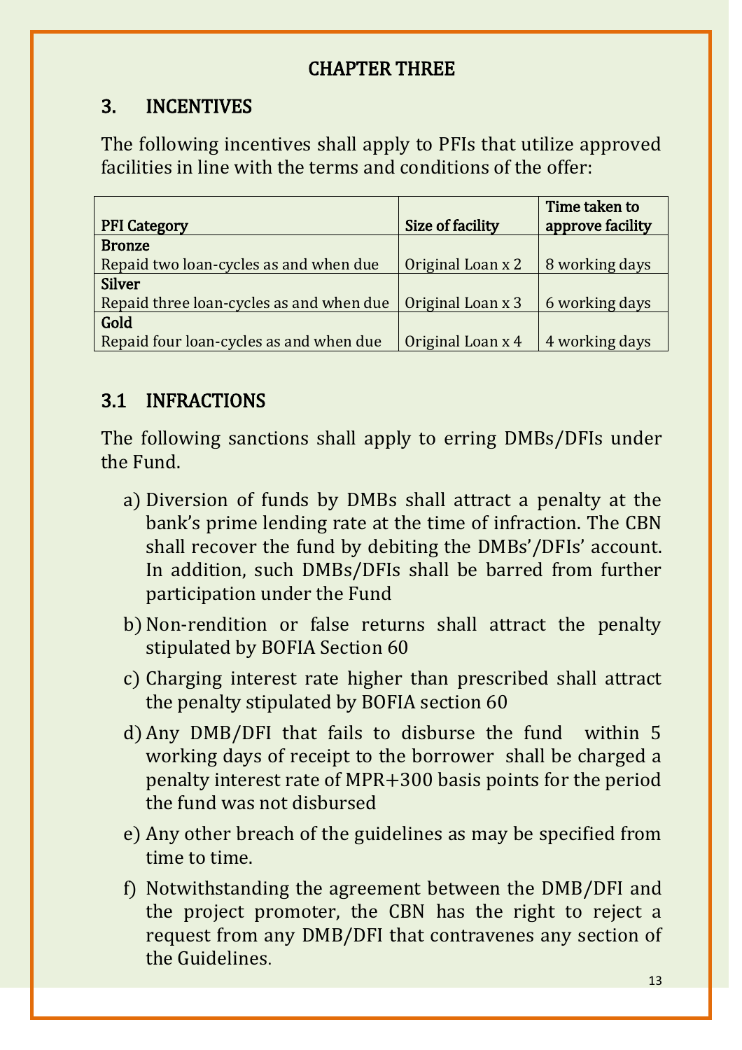## CHAPTER THREE

## 3. INCENTIVES

The following incentives shall apply to PFIs that utilize approved facilities in line with the terms and conditions of the offer:

| PFI Category | Size of facility | Time taken to approve facility |
|---|---|---|
| **Bronze**<br>Repaid two loan-cycles as and when due | Original Loan x 2 | 8 working days |
| **Silver**<br>Repaid three loan-cycles as and when due | Original Loan x 3 | 6 working days |
| **Gold**<br>Repaid four loan-cycles as and when due | Original Loan x 4 | 4 working days |

## 3.1 INFRACTIONS

The following sanctions shall apply to erring DMBs/DFIs under the Fund.

a) Diversion of funds by DMBs shall attract a penalty at the bank's prime lending rate at the time of infraction. The CBN shall recover the fund by debiting the DMBs'/DFIs' account. In addition, such DMBs/DFIs shall be barred from further participation under the Fund

b) Non-rendition or false returns shall attract the penalty stipulated by BOFIA Section 60

c) Charging interest rate higher than prescribed shall attract the penalty stipulated by BOFIA section 60

d) Any DMB/DFI that fails to disburse the fund within 5 working days of receipt to the borrower shall be charged a penalty interest rate of MPR+300 basis points for the period the fund was not disbursed

e) Any other breach of the guidelines as may be specified from time to time.

f) Notwithstanding the agreement between the DMB/DFI and the project promoter, the CBN has the right to reject a request from any DMB/DFI that contravenes any section of the Guidelines.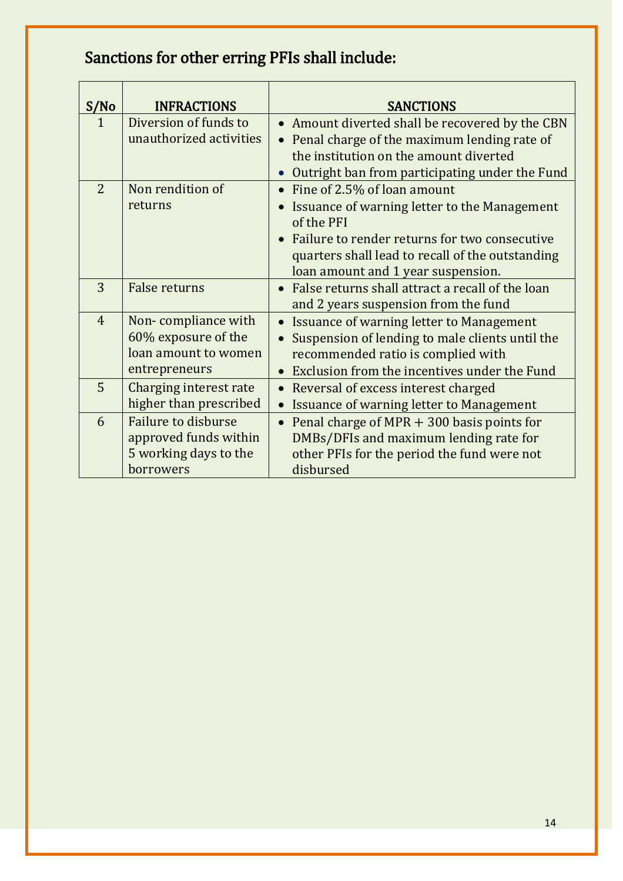## Sanctions for other erring PFIs shall include:

| S/No | INFRACTIONS | SANCTIONS |
|---|---|---|
| 1 | Diversion of funds to unauthorized activities | • Amount diverted shall be recovered by the CBN<br>• Penal charge of the maximum lending rate of the institution on the amount diverted<br>• Outright ban from participating under the Fund |
| 2 | Non rendition of returns | • Fine of 2.5% of loan amount<br>• Issuance of warning letter to the Management of the PFI<br>• Failure to render returns for two consecutive quarters shall lead to recall of the outstanding loan amount and 1 year suspension. |
| 3 | False returns | • False returns shall attract a recall of the loan and 2 years suspension from the fund |
| 4 | Non- compliance with 60% exposure of the loan amount to women entrepreneurs | • Issuance of warning letter to Management<br>• Suspension of lending to male clients until the recommended ratio is complied with<br>• Exclusion from the incentives under the Fund |
| 5 | Charging interest rate higher than prescribed | • Reversal of excess interest charged<br>• Issuance of warning letter to Management |
| 6 | Failure to disburse approved funds within 5 working days to the borrowers | • Penal charge of MPR + 300 basis points for DMBs/DFIs and maximum lending rate for other PFIs for the period the fund were not disbursed |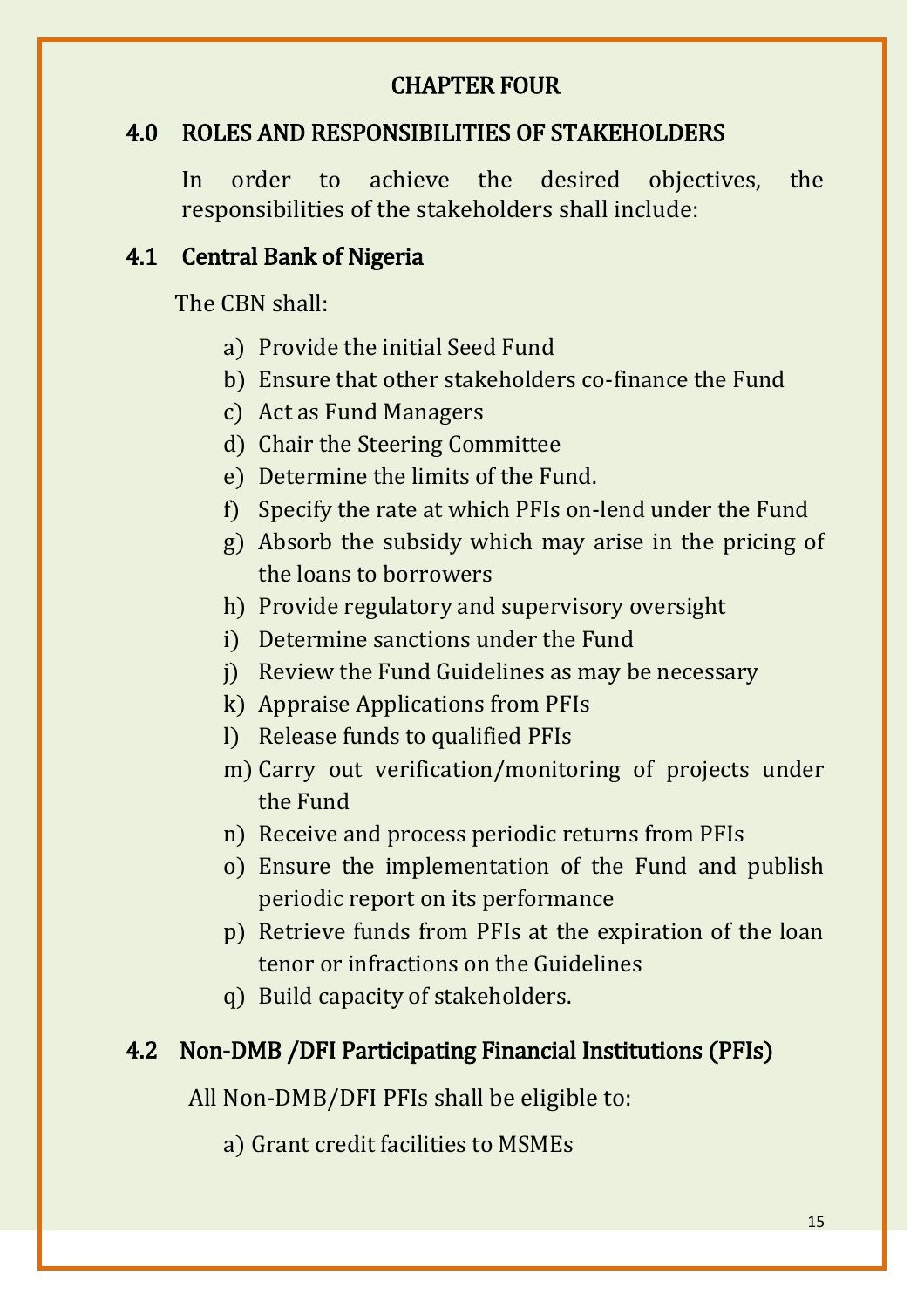## CHAPTER FOUR

## 4.0 ROLES AND RESPONSIBILITIES OF STAKEHOLDERS

In order to achieve the desired objectives, the responsibilities of the stakeholders shall include:

### 4.1 Central Bank of Nigeria

The CBN shall:

a) Provide the initial Seed Fund
b) Ensure that other stakeholders co-finance the Fund
c) Act as Fund Managers
d) Chair the Steering Committee
e) Determine the limits of the Fund.
f) Specify the rate at which PFIs on-lend under the Fund
g) Absorb the subsidy which may arise in the pricing of the loans to borrowers
h) Provide regulatory and supervisory oversight
i) Determine sanctions under the Fund
j) Review the Fund Guidelines as may be necessary
k) Appraise Applications from PFIs
l) Release funds to qualified PFIs
m) Carry out verification/monitoring of projects under the Fund
n) Receive and process periodic returns from PFIs
o) Ensure the implementation of the Fund and publish periodic report on its performance
p) Retrieve funds from PFIs at the expiration of the loan tenor or infractions on the Guidelines
q) Build capacity of stakeholders.

### 4.2 Non-DMB /DFI Participating Financial Institutions (PFIs)

All Non-DMB/DFI PFIs shall be eligible to:

a) Grant credit facilities to MSMEs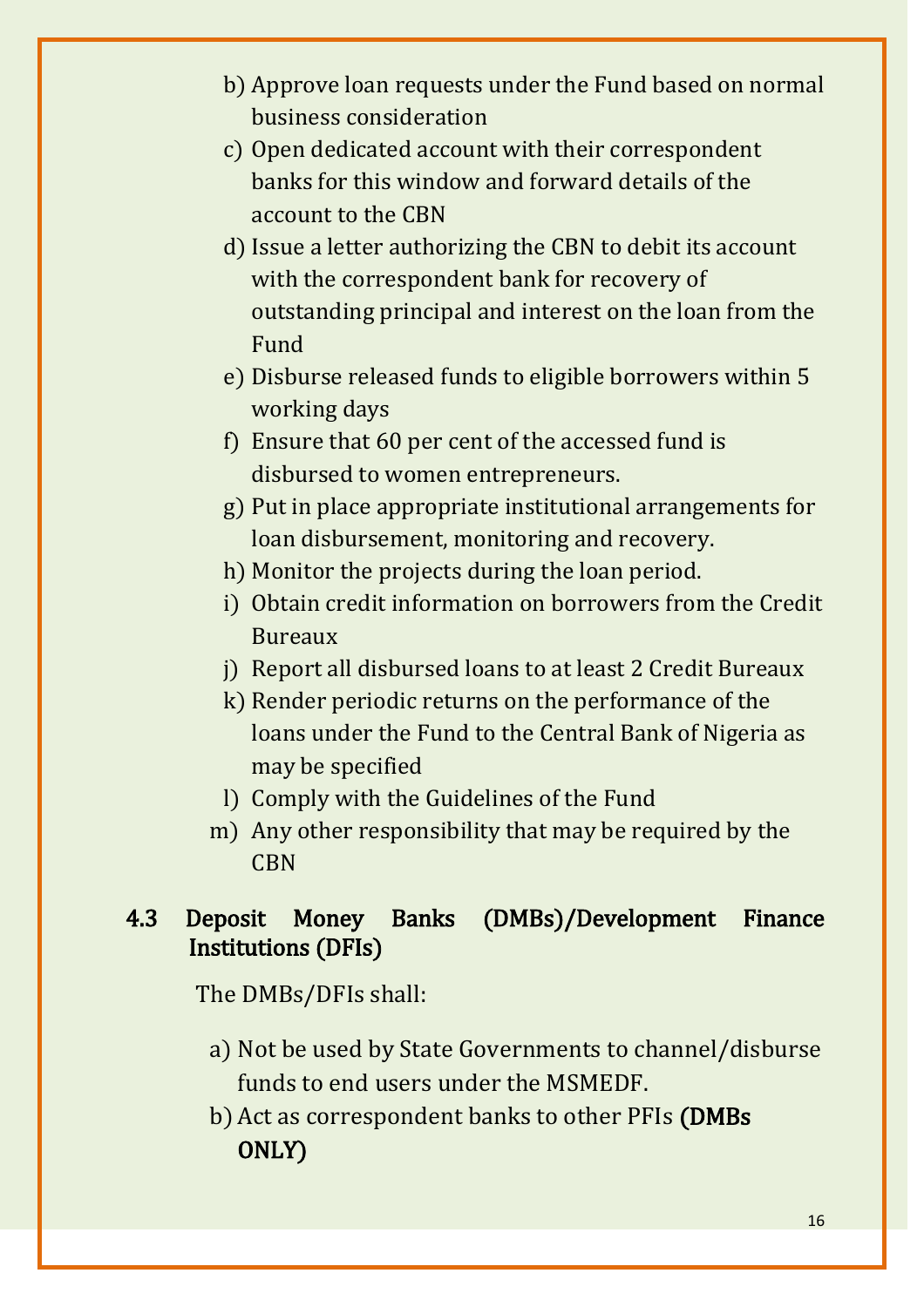b) Approve loan requests under the Fund based on normal business consideration
c) Open dedicated account with their correspondent banks for this window and forward details of the account to the CBN
d) Issue a letter authorizing the CBN to debit its account with the correspondent bank for recovery of outstanding principal and interest on the loan from the Fund
e) Disburse released funds to eligible borrowers within 5 working days
f) Ensure that 60 per cent of the accessed fund is disbursed to women entrepreneurs.
g) Put in place appropriate institutional arrangements for loan disbursement, monitoring and recovery.
h) Monitor the projects during the loan period.
i) Obtain credit information on borrowers from the Credit Bureaux
j) Report all disbursed loans to at least 2 Credit Bureaux
k) Render periodic returns on the performance of the loans under the Fund to the Central Bank of Nigeria as may be specified
l) Comply with the Guidelines of the Fund
m) Any other responsibility that may be required by the CBN

### 4.3 Deposit Money Banks (DMBs)/Development Finance Institutions (DFIs)

The DMBs/DFIs shall:

a) Not be used by State Governments to channel/disburse funds to end users under the MSMEDF.
b) Act as correspondent banks to other PFIs **(DMBs ONLY)**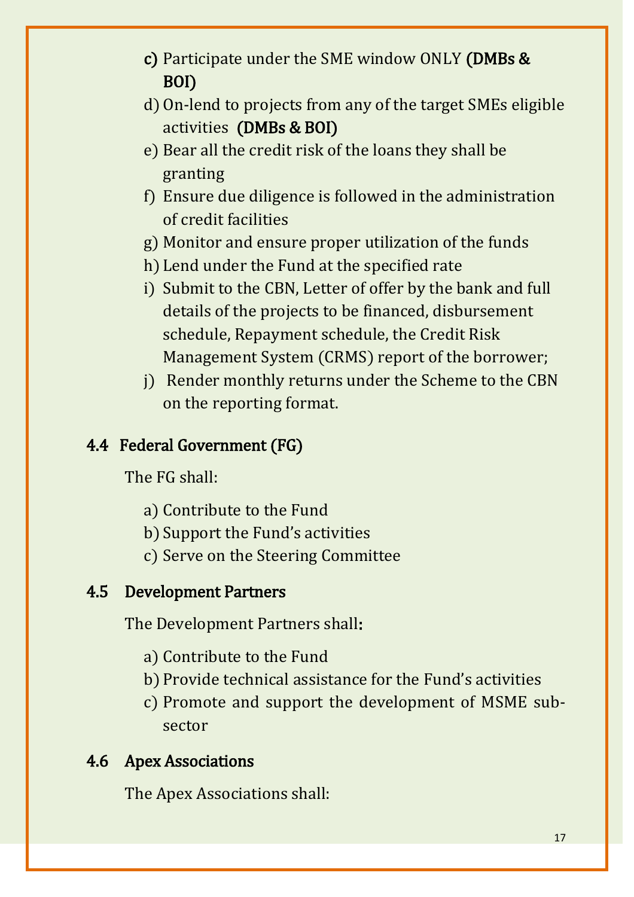c) Participate under the SME window ONLY **(DMBs & BOI)**
d) On-lend to projects from any of the target SMEs eligible activities **(DMBs & BOI)**
e) Bear all the credit risk of the loans they shall be granting
f) Ensure due diligence is followed in the administration of credit facilities
g) Monitor and ensure proper utilization of the funds
h) Lend under the Fund at the specified rate
i) Submit to the CBN, Letter of offer by the bank and full details of the projects to be financed, disbursement schedule, Repayment schedule, the Credit Risk Management System (CRMS) report of the borrower;
j) Render monthly returns under the Scheme to the CBN on the reporting format.

### 4.4 Federal Government (FG)

The FG shall:

a) Contribute to the Fund
b) Support the Fund's activities
c) Serve on the Steering Committee

### 4.5 Development Partners

The Development Partners shall:

a) Contribute to the Fund
b) Provide technical assistance for the Fund's activities
c) Promote and support the development of MSME sub-sector

### 4.6 Apex Associations

The Apex Associations shall: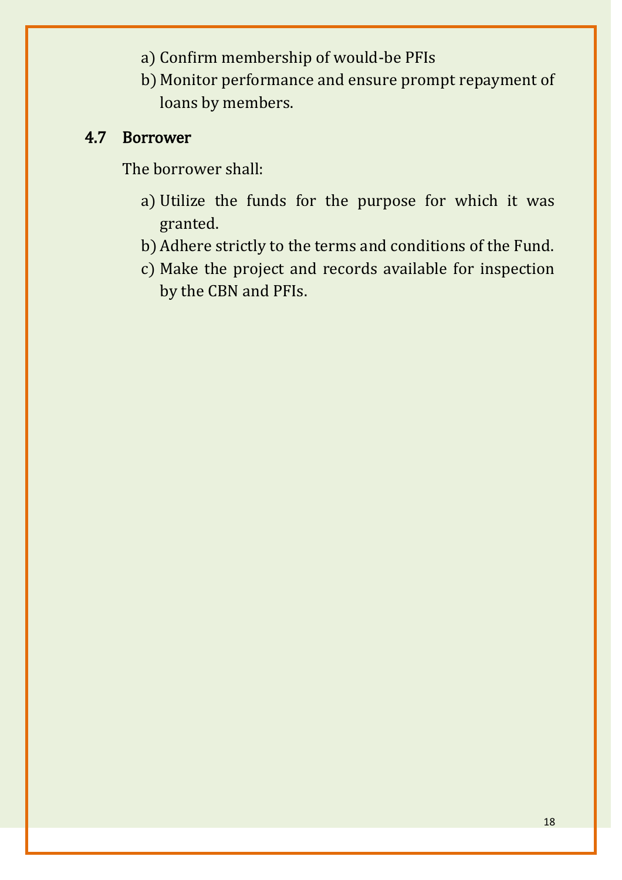a) Confirm membership of would-be PFIs
b) Monitor performance and ensure prompt repayment of loans by members.

### 4.7 Borrower

The borrower shall:

a) Utilize the funds for the purpose for which it was granted.
b) Adhere strictly to the terms and conditions of the Fund.
c) Make the project and records available for inspection by the CBN and PFIs.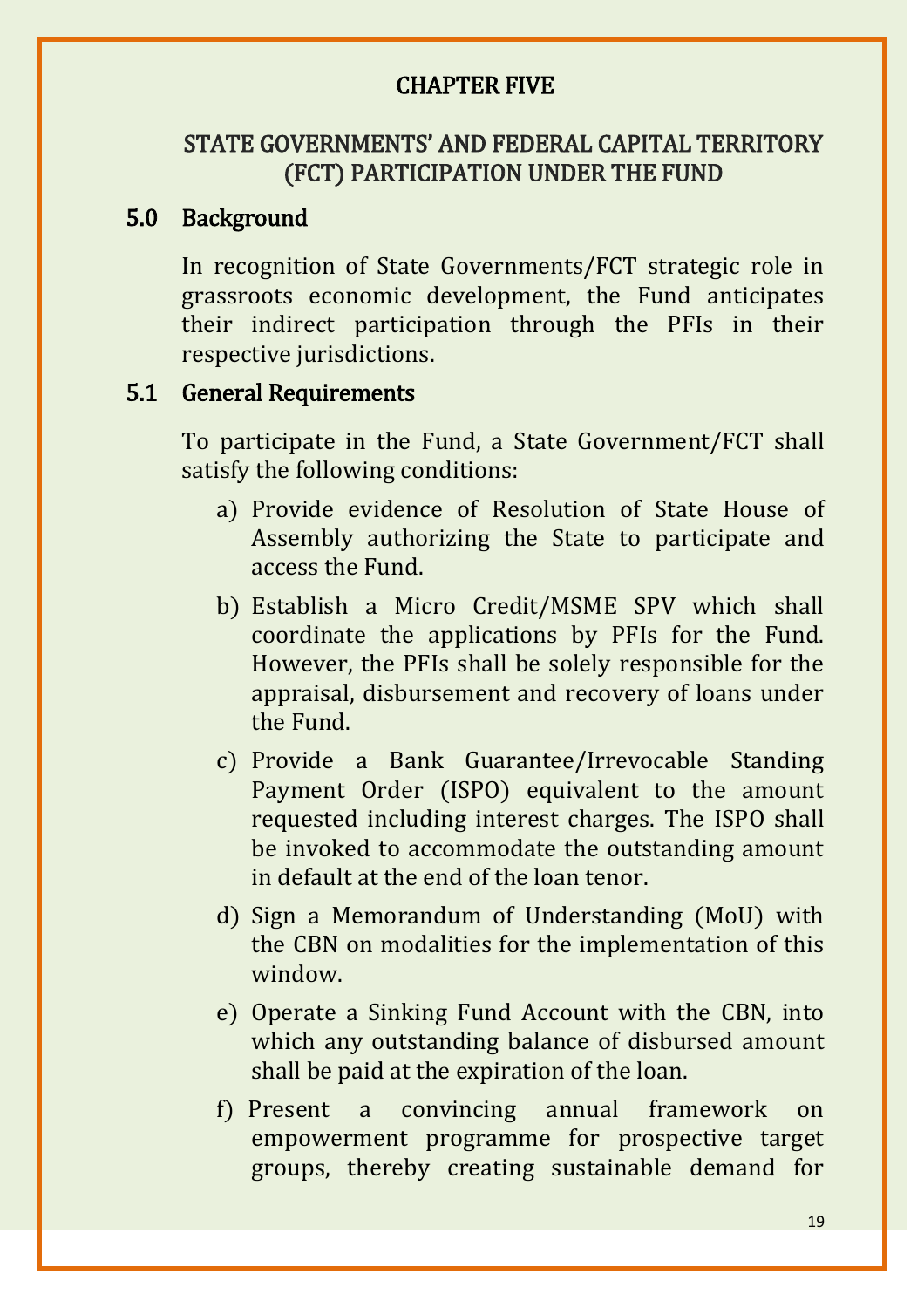# CHAPTER FIVE

## STATE GOVERNMENTS' AND FEDERAL CAPITAL TERRITORY (FCT) PARTICIPATION UNDER THE FUND

### 5.0 Background

In recognition of State Governments/FCT strategic role in grassroots economic development, the Fund anticipates their indirect participation through the PFIs in their respective jurisdictions.

### 5.1 General Requirements

To participate in the Fund, a State Government/FCT shall satisfy the following conditions:

a) Provide evidence of Resolution of State House of Assembly authorizing the State to participate and access the Fund.

b) Establish a Micro Credit/MSME SPV which shall coordinate the applications by PFIs for the Fund. However, the PFIs shall be solely responsible for the appraisal, disbursement and recovery of loans under the Fund.

c) Provide a Bank Guarantee/Irrevocable Standing Payment Order (ISPO) equivalent to the amount requested including interest charges. The ISPO shall be invoked to accommodate the outstanding amount in default at the end of the loan tenor.

d) Sign a Memorandum of Understanding (MoU) with the CBN on modalities for the implementation of this window.

e) Operate a Sinking Fund Account with the CBN, into which any outstanding balance of disbursed amount shall be paid at the expiration of the loan.

f) Present a convincing annual framework on empowerment programme for prospective target groups, thereby creating sustainable demand for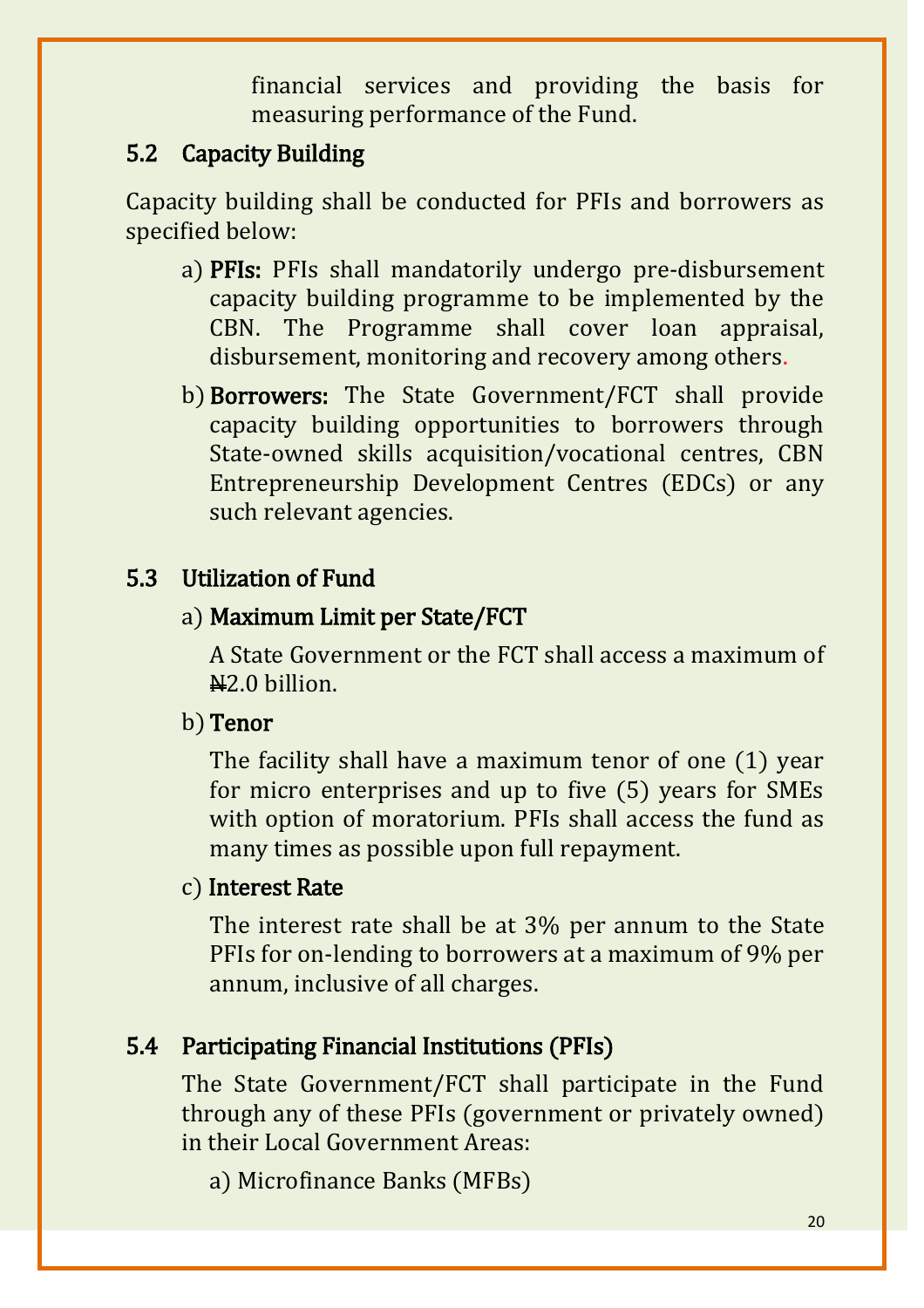financial services and providing the basis for measuring performance of the Fund.

## 5.2 Capacity Building

Capacity building shall be conducted for PFIs and borrowers as specified below:

a) **PFIs:** PFIs shall mandatorily undergo pre-disbursement capacity building programme to be implemented by the CBN. The Programme shall cover loan appraisal, disbursement, monitoring and recovery among others.

b) **Borrowers:** The State Government/FCT shall provide capacity building opportunities to borrowers through State-owned skills acquisition/vocational centres, CBN Entrepreneurship Development Centres (EDCs) or any such relevant agencies.

## 5.3 Utilization of Fund

a) **Maximum Limit per State/FCT**

A State Government or the FCT shall access a maximum of ₦2.0 billion.

b) **Tenor**

The facility shall have a maximum tenor of one (1) year for micro enterprises and up to five (5) years for SMEs with option of moratorium. PFIs shall access the fund as many times as possible upon full repayment.

c) **Interest Rate**

The interest rate shall be at 3% per annum to the State PFIs for on-lending to borrowers at a maximum of 9% per annum, inclusive of all charges.

## 5.4 Participating Financial Institutions (PFIs)

The State Government/FCT shall participate in the Fund through any of these PFIs (government or privately owned) in their Local Government Areas:

a) Microfinance Banks (MFBs)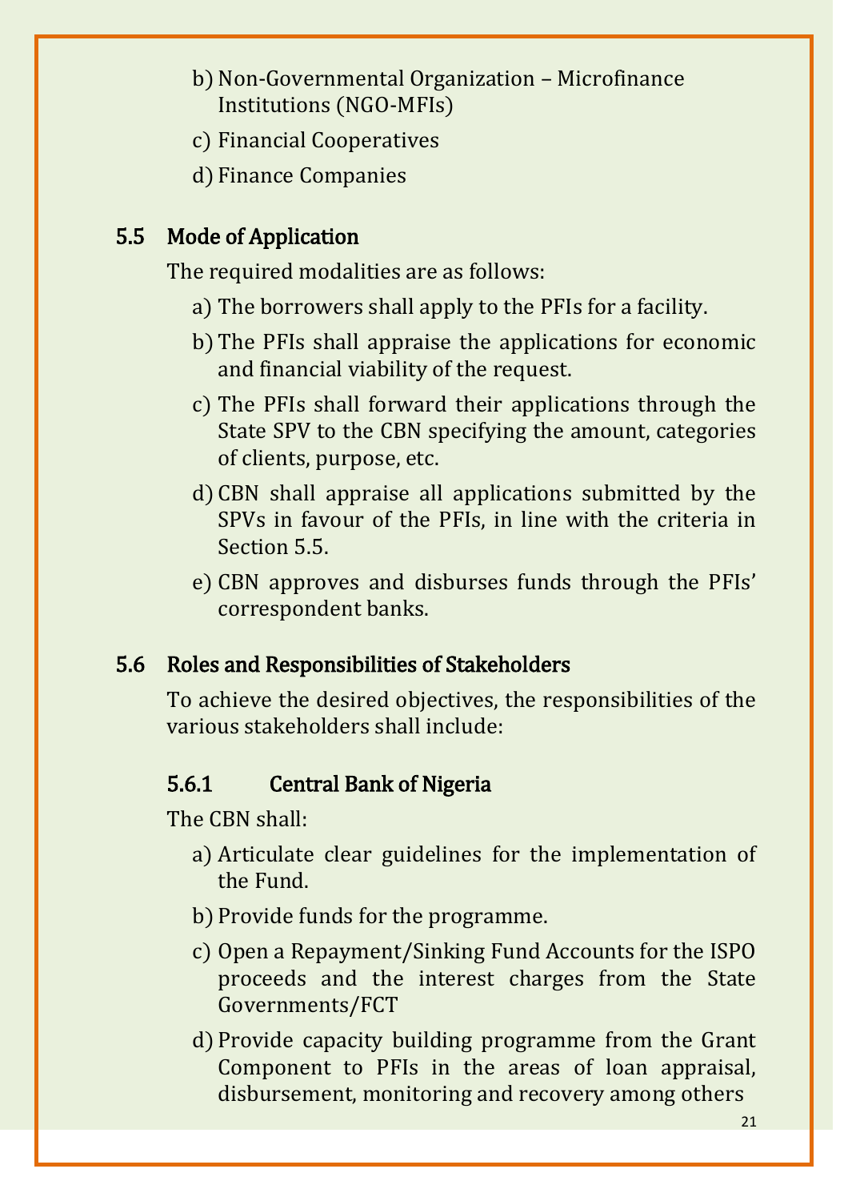b) Non-Governmental Organization – Microfinance Institutions (NGO-MFIs)
c) Financial Cooperatives
d) Finance Companies

## 5.5 Mode of Application

The required modalities are as follows:

a) The borrowers shall apply to the PFIs for a facility.
b) The PFIs shall appraise the applications for economic and financial viability of the request.
c) The PFIs shall forward their applications through the State SPV to the CBN specifying the amount, categories of clients, purpose, etc.
d) CBN shall appraise all applications submitted by the SPVs in favour of the PFIs, in line with the criteria in Section 5.5.
e) CBN approves and disburses funds through the PFIs' correspondent banks.

## 5.6 Roles and Responsibilities of Stakeholders

To achieve the desired objectives, the responsibilities of the various stakeholders shall include:

### 5.6.1 Central Bank of Nigeria

The CBN shall:

a) Articulate clear guidelines for the implementation of the Fund.
b) Provide funds for the programme.
c) Open a Repayment/Sinking Fund Accounts for the ISPO proceeds and the interest charges from the State Governments/FCT
d) Provide capacity building programme from the Grant Component to PFIs in the areas of loan appraisal, disbursement, monitoring and recovery among others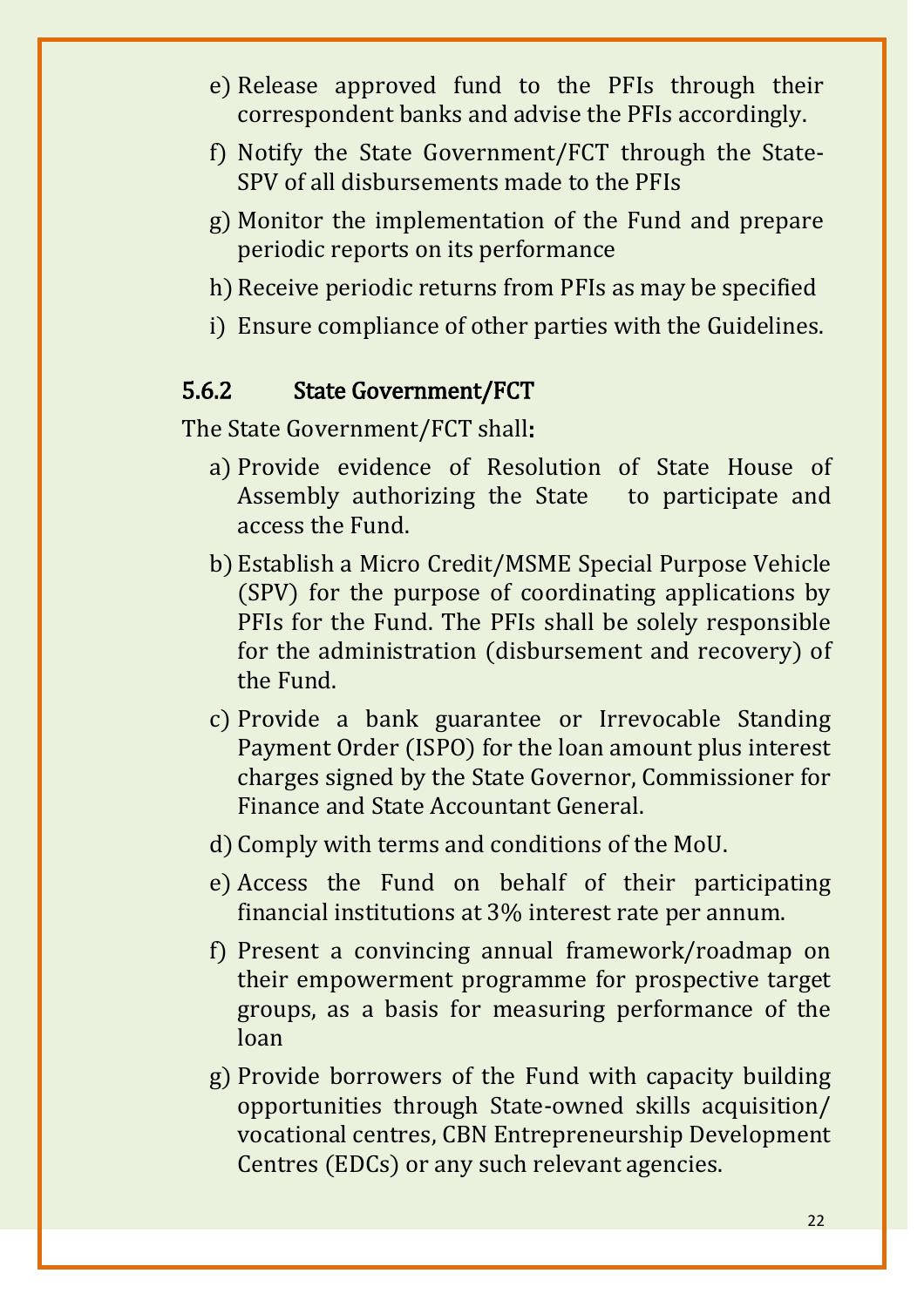e) Release approved fund to the PFIs through their correspondent banks and advise the PFIs accordingly.

f) Notify the State Government/FCT through the State-SPV of all disbursements made to the PFIs

g) Monitor the implementation of the Fund and prepare periodic reports on its performance

h) Receive periodic returns from PFIs as may be specified

i) Ensure compliance of other parties with the Guidelines.

### 5.6.2 State Government/FCT

The State Government/FCT shall:

a) Provide evidence of Resolution of State House of Assembly authorizing the State to participate and access the Fund.

b) Establish a Micro Credit/MSME Special Purpose Vehicle (SPV) for the purpose of coordinating applications by PFIs for the Fund. The PFIs shall be solely responsible for the administration (disbursement and recovery) of the Fund.

c) Provide a bank guarantee or Irrevocable Standing Payment Order (ISPO) for the loan amount plus interest charges signed by the State Governor, Commissioner for Finance and State Accountant General.

d) Comply with terms and conditions of the MoU.

e) Access the Fund on behalf of their participating financial institutions at 3% interest rate per annum.

f) Present a convincing annual framework/roadmap on their empowerment programme for prospective target groups, as a basis for measuring performance of the loan

g) Provide borrowers of the Fund with capacity building opportunities through State-owned skills acquisition/ vocational centres, CBN Entrepreneurship Development Centres (EDCs) or any such relevant agencies.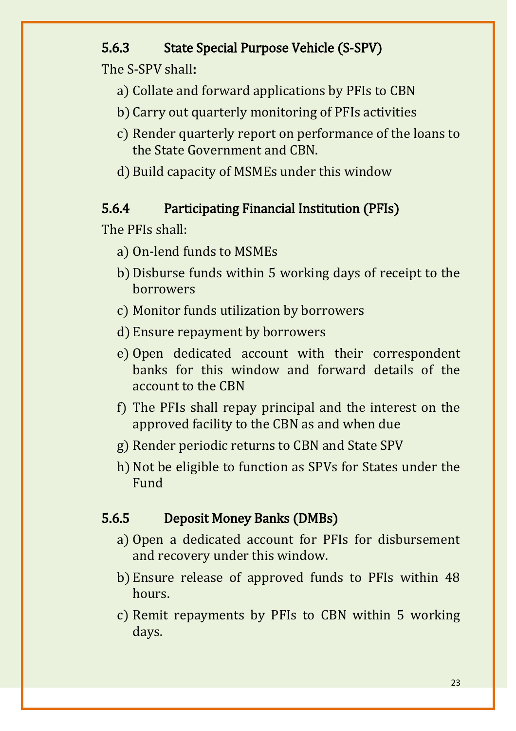### 5.6.3 State Special Purpose Vehicle (S-SPV)

The S-SPV shall**:**

a) Collate and forward applications by PFIs to CBN

b) Carry out quarterly monitoring of PFIs activities

c) Render quarterly report on performance of the loans to the State Government and CBN.

d) Build capacity of MSMEs under this window

### 5.6.4 Participating Financial Institution (PFIs)

The PFIs shall:

a) On-lend funds to MSMEs

b) Disburse funds within 5 working days of receipt to the borrowers

c) Monitor funds utilization by borrowers

d) Ensure repayment by borrowers

e) Open dedicated account with their correspondent banks for this window and forward details of the account to the CBN

f) The PFIs shall repay principal and the interest on the approved facility to the CBN as and when due

g) Render periodic returns to CBN and State SPV

h) Not be eligible to function as SPVs for States under the Fund

### 5.6.5 Deposit Money Banks (DMBs)

a) Open a dedicated account for PFIs for disbursement and recovery under this window.

b) Ensure release of approved funds to PFIs within 48 hours.

c) Remit repayments by PFIs to CBN within 5 working days.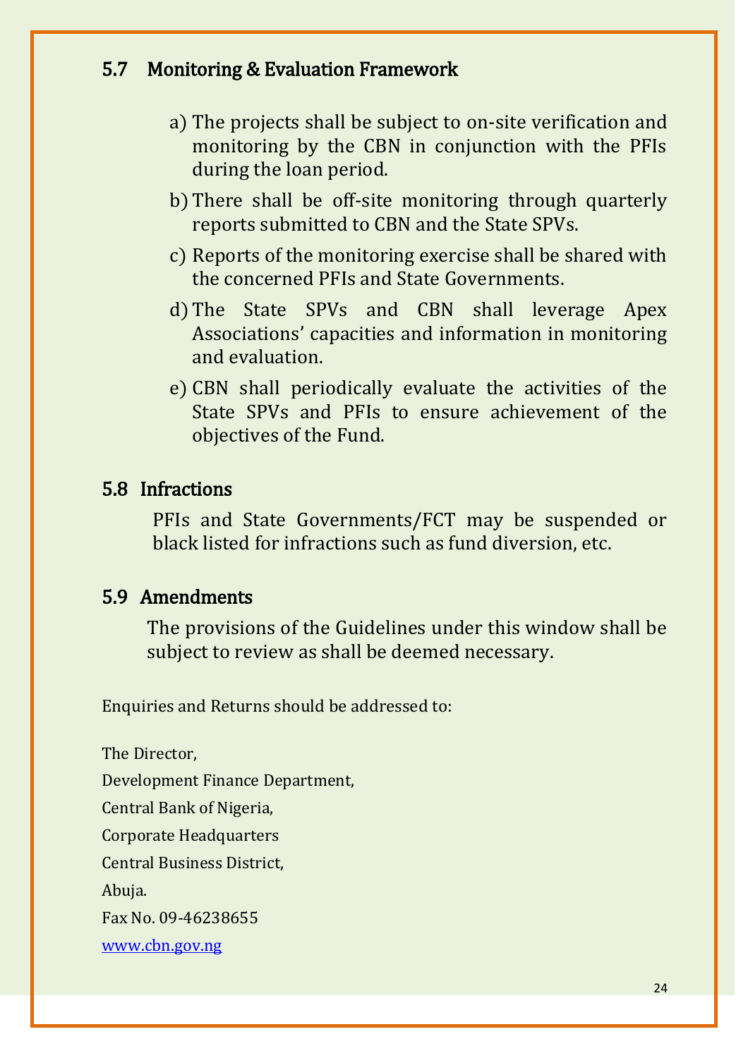## 5.7 Monitoring & Evaluation Framework

a) The projects shall be subject to on-site verification and monitoring by the CBN in conjunction with the PFIs during the loan period.

b) There shall be off-site monitoring through quarterly reports submitted to CBN and the State SPVs.

c) Reports of the monitoring exercise shall be shared with the concerned PFIs and State Governments.

d) The State SPVs and CBN shall leverage Apex Associations' capacities and information in monitoring and evaluation.

e) CBN shall periodically evaluate the activities of the State SPVs and PFIs to ensure achievement of the objectives of the Fund.

## 5.8 Infractions

PFIs and State Governments/FCT may be suspended or black listed for infractions such as fund diversion, etc.

## 5.9 Amendments

The provisions of the Guidelines under this window shall be subject to review as shall be deemed necessary.

Enquiries and Returns should be addressed to:

The Director,
Development Finance Department,
Central Bank of Nigeria,
Corporate Headquarters
Central Business District,
Abuja.
Fax No. 09-46238655
www.cbn.gov.ng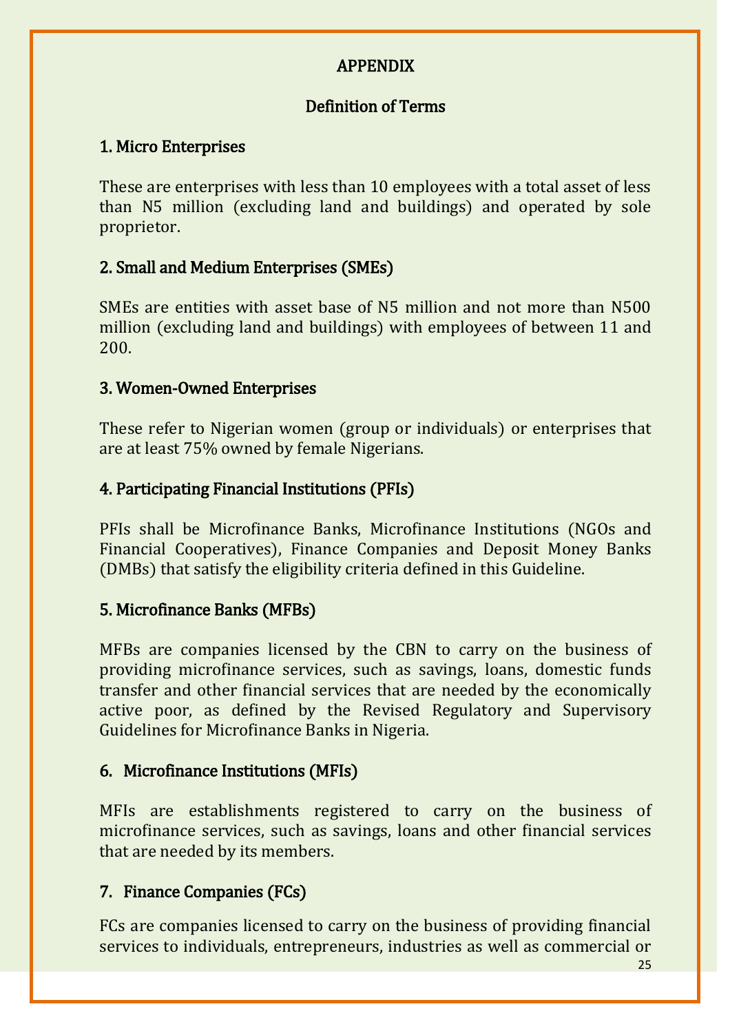# APPENDIX

## Definition of Terms

### 1. Micro Enterprises

These are enterprises with less than 10 employees with a total asset of less than N5 million (excluding land and buildings) and operated by sole proprietor.

### 2. Small and Medium Enterprises (SMEs)

SMEs are entities with asset base of N5 million and not more than N500 million (excluding land and buildings) with employees of between 11 and 200.

### 3. Women-Owned Enterprises

These refer to Nigerian women (group or individuals) or enterprises that are at least 75% owned by female Nigerians.

### 4. Participating Financial Institutions (PFIs)

PFIs shall be Microfinance Banks, Microfinance Institutions (NGOs and Financial Cooperatives), Finance Companies and Deposit Money Banks (DMBs) that satisfy the eligibility criteria defined in this Guideline.

### 5. Microfinance Banks (MFBs)

MFBs are companies licensed by the CBN to carry on the business of providing microfinance services, such as savings, loans, domestic funds transfer and other financial services that are needed by the economically active poor, as defined by the Revised Regulatory and Supervisory Guidelines for Microfinance Banks in Nigeria.

### 6. Microfinance Institutions (MFIs)

MFIs are establishments registered to carry on the business of microfinance services, such as savings, loans and other financial services that are needed by its members.

### 7. Finance Companies (FCs)

FCs are companies licensed to carry on the business of providing financial services to individuals, entrepreneurs, industries as well as commercial or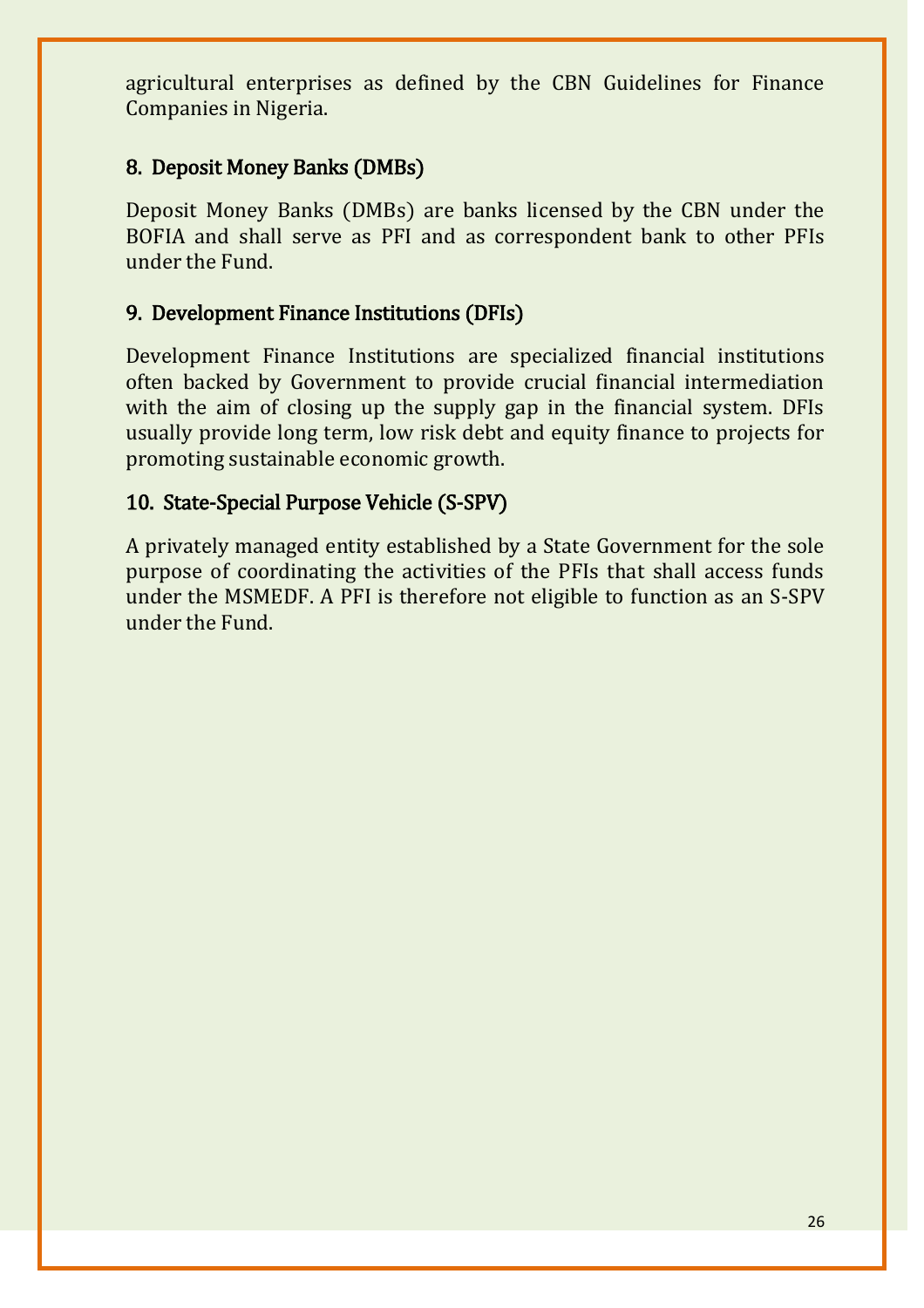agricultural enterprises as defined by the CBN Guidelines for Finance Companies in Nigeria.

### 8. Deposit Money Banks (DMBs)

Deposit Money Banks (DMBs) are banks licensed by the CBN under the BOFIA and shall serve as PFI and as correspondent bank to other PFIs under the Fund.

### 9. Development Finance Institutions (DFIs)

Development Finance Institutions are specialized financial institutions often backed by Government to provide crucial financial intermediation with the aim of closing up the supply gap in the financial system. DFIs usually provide long term, low risk debt and equity finance to projects for promoting sustainable economic growth.

### 10. State-Special Purpose Vehicle (S-SPV)

A privately managed entity established by a State Government for the sole purpose of coordinating the activities of the PFIs that shall access funds under the MSMEDF. A PFI is therefore not eligible to function as an S-SPV under the Fund.